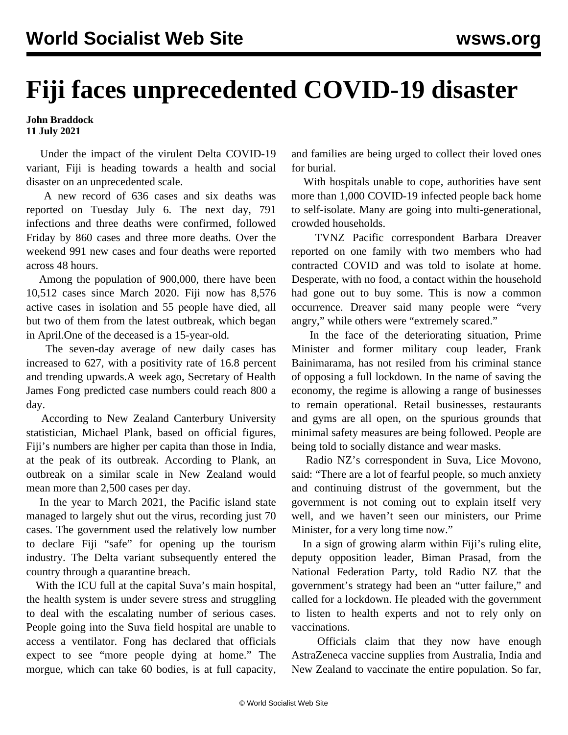# Fiji faces unprecedented COVID-19 disaster

**John Braddock**
**11 July 2021**

Under the impact of the virulent Delta COVID-19 variant, Fiji is heading towards a health and social disaster on an unprecedented scale.

A new record of 636 cases and six deaths was reported on Tuesday July 6. The next day, 791 infections and three deaths were confirmed, followed Friday by 860 cases and three more deaths. Over the weekend 991 new cases and four deaths were reported across 48 hours.

Among the population of 900,000, there have been 10,512 cases since March 2020. Fiji now has 8,576 active cases in isolation and 55 people have died, all but two of them from the latest outbreak, which began in April.One of the deceased is a 15-year-old.

The seven-day average of new daily cases has increased to 627, with a positivity rate of 16.8 percent and trending upwards.A week ago, Secretary of Health James Fong predicted case numbers could reach 800 a day.

According to New Zealand Canterbury University statistician, Michael Plank, based on official figures, Fiji's numbers are higher per capita than those in India, at the peak of its outbreak. According to Plank, an outbreak on a similar scale in New Zealand would mean more than 2,500 cases per day.

In the year to March 2021, the Pacific island state managed to largely shut out the virus, recording just 70 cases. The government used the relatively low number to declare Fiji "safe" for opening up the tourism industry. The Delta variant subsequently entered the country through a quarantine breach.

With the ICU full at the capital Suva's main hospital, the health system is under severe stress and struggling to deal with the escalating number of serious cases. People going into the Suva field hospital are unable to access a ventilator. Fong has declared that officials expect to see "more people dying at home." The morgue, which can take 60 bodies, is at full capacity, and families are being urged to collect their loved ones for burial.

With hospitals unable to cope, authorities have sent more than 1,000 COVID-19 infected people back home to self-isolate. Many are going into multi-generational, crowded households.

TVNZ Pacific correspondent Barbara Dreaver reported on one family with two members who had contracted COVID and was told to isolate at home. Desperate, with no food, a contact within the household had gone out to buy some. This is now a common occurrence. Dreaver said many people were "very angry," while others were "extremely scared."

In the face of the deteriorating situation, Prime Minister and former military coup leader, Frank Bainimarama, has not resiled from his criminal stance of opposing a full lockdown. In the name of saving the economy, the regime is allowing a range of businesses to remain operational. Retail businesses, restaurants and gyms are all open, on the spurious grounds that minimal safety measures are being followed. People are being told to socially distance and wear masks.

Radio NZ's correspondent in Suva, Lice Movono, said: "There are a lot of fearful people, so much anxiety and continuing distrust of the government, but the government is not coming out to explain itself very well, and we haven't seen our ministers, our Prime Minister, for a very long time now."

In a sign of growing alarm within Fiji's ruling elite, deputy opposition leader, Biman Prasad, from the National Federation Party, told Radio NZ that the government's strategy had been an "utter failure," and called for a lockdown. He pleaded with the government to listen to health experts and not to rely only on vaccinations.

Officials claim that they now have enough AstraZeneca vaccine supplies from Australia, India and New Zealand to vaccinate the entire population. So far,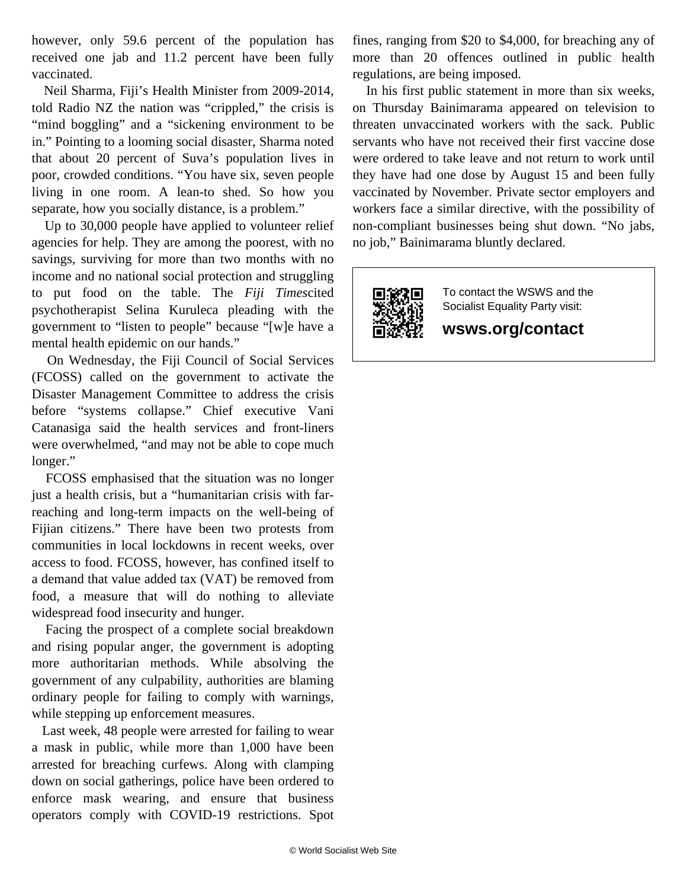however, only 59.6 percent of the population has received one jab and 11.2 percent have been fully vaccinated.

Neil Sharma, Fiji's Health Minister from 2009-2014, told Radio NZ the nation was "crippled," the crisis is "mind boggling" and a "sickening environment to be in." Pointing to a looming social disaster, Sharma noted that about 20 percent of Suva's population lives in poor, crowded conditions. "You have six, seven people living in one room. A lean-to shed. So how you separate, how you socially distance, is a problem."

Up to 30,000 people have applied to volunteer relief agencies for help. They are among the poorest, with no savings, surviving for more than two months with no income and no national social protection and struggling to put food on the table. The *Fiji Times*cited psychotherapist Selina Kuruleca pleading with the government to "listen to people" because "[w]e have a mental health epidemic on our hands."

On Wednesday, the Fiji Council of Social Services (FCOSS) called on the government to activate the Disaster Management Committee to address the crisis before "systems collapse." Chief executive Vani Catanasiga said the health services and front-liners were overwhelmed, "and may not be able to cope much longer."

FCOSS emphasised that the situation was no longer just a health crisis, but a "humanitarian crisis with far-reaching and long-term impacts on the well-being of Fijian citizens." There have been two protests from communities in local lockdowns in recent weeks, over access to food. FCOSS, however, has confined itself to a demand that value added tax (VAT) be removed from food, a measure that will do nothing to alleviate widespread food insecurity and hunger.

Facing the prospect of a complete social breakdown and rising popular anger, the government is adopting more authoritarian methods. While absolving the government of any culpability, authorities are blaming ordinary people for failing to comply with warnings, while stepping up enforcement measures.

Last week, 48 people were arrested for failing to wear a mask in public, while more than 1,000 have been arrested for breaching curfews. Along with clamping down on social gatherings, police have been ordered to enforce mask wearing, and ensure that business operators comply with COVID-19 restrictions. Spot fines, ranging from $20 to $4,000, for breaching any of more than 20 offences outlined in public health regulations, are being imposed.

In his first public statement in more than six weeks, on Thursday Bainimarama appeared on television to threaten unvaccinated workers with the sack. Public servants who have not received their first vaccine dose were ordered to take leave and not return to work until they have had one dose by August 15 and been fully vaccinated by November. Private sector employers and workers face a similar directive, with the possibility of non-compliant businesses being shut down. "No jabs, no job," Bainimarama bluntly declared.

To contact the WSWS and the Socialist Equality Party visit:

**wsws.org/contact**